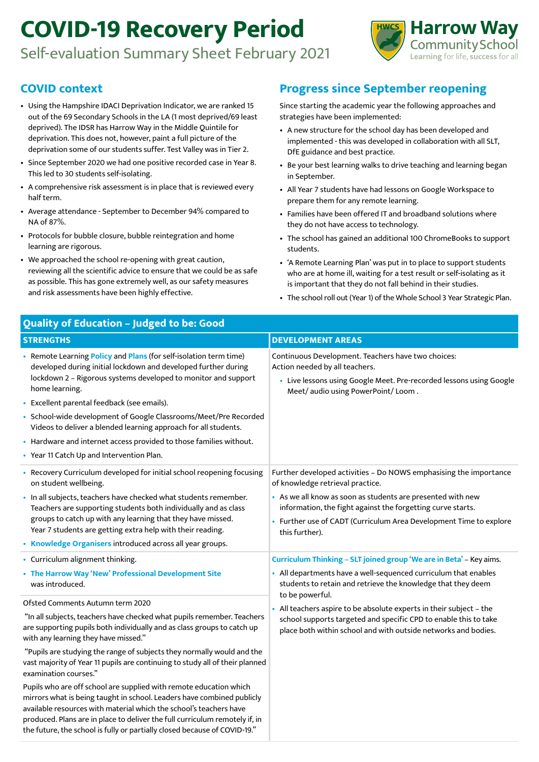# COVID-19 Recovery Period

Self-evaluation Summary Sheet February 2021

Harrow Way Community School
Learning for life, success for all

## COVID context

- Using the Hampshire IDACI Deprivation Indicator, we are ranked 15 out of the 69 Secondary Schools in the LA (1 most deprived/69 least deprived). The IDSR has Harrow Way in the Middle Quintile for deprivation. This does not, however, paint a full picture of the deprivation some of our students suffer. Test Valley was in Tier 2.
- Since September 2020 we had one positive recorded case in Year 8. This led to 30 students self-isolating.
- A comprehensive risk assessment is in place that is reviewed every half term.
- Average attendance - September to December 94% compared to NA of 87%.
- Protocols for bubble closure, bubble reintegration and home learning are rigorous.
- We approached the school re-opening with great caution, reviewing all the scientific advice to ensure that we could be as safe as possible. This has gone extremely well, as our safety measures and risk assessments have been highly effective.

## Progress since September reopening

Since starting the academic year the following approaches and strategies have been implemented:

- A new structure for the school day has been developed and implemented - this was developed in collaboration with all SLT, DfE guidance and best practice.
- Be your best learning walks to drive teaching and learning began in September.
- All Year 7 students have had lessons on Google Workspace to prepare them for any remote learning.
- Families have been offered IT and broadband solutions where they do not have access to technology.
- The school has gained an additional 100 ChromeBooks to support students.
- 'A Remote Learning Plan' was put in to place to support students who are at home ill, waiting for a test result or self-isolating as it is important that they do not fall behind in their studies.
- The school roll out (Year 1) of the Whole School 3 Year Strategic Plan.

## Quality of Education – Judged to be: Good

| STRENGTHS | DEVELOPMENT AREAS |
|---|---|
| • Remote Learning **Policy** and **Plans** (for self-isolation term time) developed during initial lockdown and developed further during lockdown 2 – Rigorous systems developed to monitor and support home learning.<br>• Excellent parental feedback (see emails).<br>• School-wide development of Google Classrooms/Meet/Pre Recorded Videos to deliver a blended learning approach for all students.<br>• Hardware and internet access provided to those families without.<br>• Year 11 Catch Up and Intervention Plan. | Continuous Development. Teachers have two choices:<br>Action needed by all teachers.<br>• Live lessons using Google Meet. Pre-recorded lessons using Google Meet/ audio using PowerPoint/ Loom . |
| • Recovery Curriculum developed for initial school reopening focusing on student wellbeing.<br>• In all subjects, teachers have checked what students remember. Teachers are supporting students both individually and as class groups to catch up with any learning that they have missed. Year 7 students are getting extra help with their reading.<br>• **Knowledge Organisers** introduced across all year groups. | Further developed activities – Do NOWS emphasising the importance of knowledge retrieval practice.<br>• As we all know as soon as students are presented with new information, the fight against the forgetting curve starts.<br>• Further use of CADT (Curriculum Area Development Time to explore this further). |
| • Curriculum alignment thinking.<br>• **The Harrow Way 'New' Professional Development Site** was introduced.<br><br>Ofsted Comments Autumn term 2020<br>"In all subjects, teachers have checked what pupils remember. Teachers are supporting pupils both individually and as class groups to catch up with any learning they have missed."<br>"Pupils are studying the range of subjects they normally would and the vast majority of Year 11 pupils are continuing to study all of their planned examination courses."<br>Pupils who are off school are supplied with remote education which mirrors what is being taught in school. Leaders have combined publicly available resources with material which the school's teachers have produced. Plans are in place to deliver the full curriculum remotely if, in the future, the school is fully or partially closed because of COVID-19." | **Curriculum Thinking – SLT joined group 'We are in Beta'** – Key aims.<br>• All departments have a well-sequenced curriculum that enables students to retain and retrieve the knowledge that they deem to be powerful.<br>• All teachers aspire to be absolute experts in their subject – the school supports targeted and specific CPD to enable this to take place both within school and with outside networks and bodies. |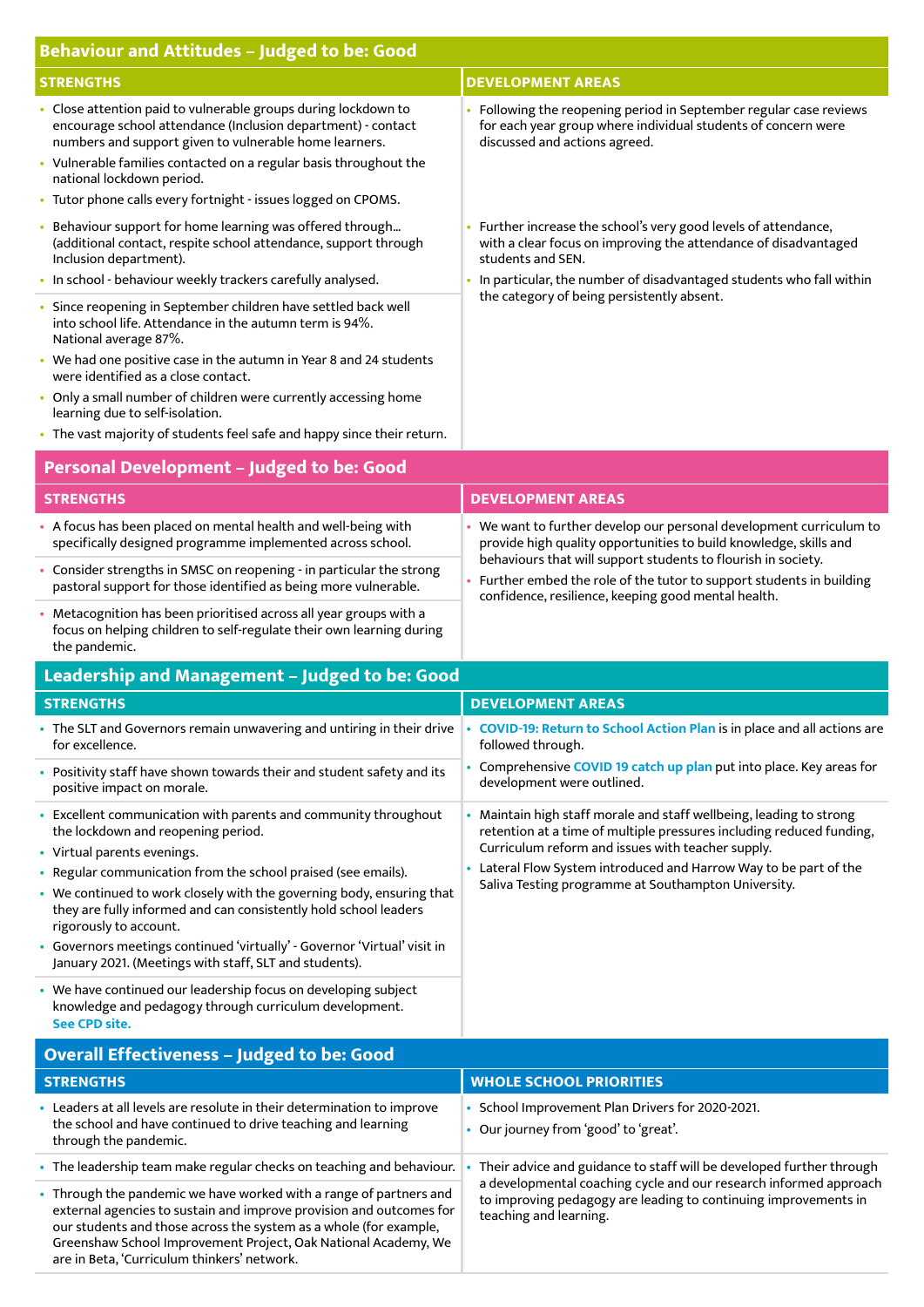## Behaviour and Attitudes – Judged to be: Good

| STRENGTHS | DEVELOPMENT AREAS |
|---|---|
| • Close attention paid to vulnerable groups during lockdown to encourage school attendance (Inclusion department) - contact numbers and support given to vulnerable home learners.<br>• Vulnerable families contacted on a regular basis throughout the national lockdown period.<br>• Tutor phone calls every fortnight - issues logged on CPOMS. | • Following the reopening period in September regular case reviews for each year group where individual students of concern were discussed and actions agreed. |
| • Behaviour support for home learning was offered through... (additional contact, respite school attendance, support through Inclusion department).<br>• In school - behaviour weekly trackers carefully analysed. | • Further increase the school's very good levels of attendance, with a clear focus on improving the attendance of disadvantaged students and SEN.<br>• In particular, the number of disadvantaged students who fall within the category of being persistently absent. |
| • Since reopening in September children have settled back well into school life. Attendance in the autumn term is 94%. National average 87%.<br>• We had one positive case in the autumn in Year 8 and 24 students were identified as a close contact.<br>• Only a small number of children were currently accessing home learning due to self-isolation.<br>• The vast majority of students feel safe and happy since their return. | |

## Personal Development – Judged to be: Good

| STRENGTHS | DEVELOPMENT AREAS |
|---|---|
| • A focus has been placed on mental health and well-being with specifically designed programme implemented across school. | • We want to further develop our personal development curriculum to provide high quality opportunities to build knowledge, skills and behaviours that will support students to flourish in society.<br>• Further embed the role of the tutor to support students in building confidence, resilience, keeping good mental health. |
| • Consider strengths in SMSC on reopening - in particular the strong pastoral support for those identified as being more vulnerable. | |
| • Metacognition has been prioritised across all year groups with a focus on helping children to self-regulate their own learning during the pandemic. | |

## Leadership and Management – Judged to be: Good

| STRENGTHS | DEVELOPMENT AREAS |
|---|---|
| • The SLT and Governors remain unwavering and untiring in their drive for excellence. | • **COVID-19: Return to School Action Plan** is in place and all actions are followed through.<br>• Comprehensive **COVID 19 catch up plan** put into place. Key areas for development were outlined. |
| • Positivity staff have shown towards their and student safety and its positive impact on morale. | |
| • Excellent communication with parents and community throughout the lockdown and reopening period.<br>• Virtual parents evenings.<br>• Regular communication from the school praised (see emails).<br>• We continued to work closely with the governing body, ensuring that they are fully informed and can consistently hold school leaders rigorously to account.<br>• Governors meetings continued 'virtually' - Governor 'Virtual' visit in January 2021. (Meetings with staff, SLT and students). | • Maintain high staff morale and staff wellbeing, leading to strong retention at a time of multiple pressures including reduced funding, Curriculum reform and issues with teacher supply.<br>• Lateral Flow System introduced and Harrow Way to be part of the Saliva Testing programme at Southampton University. |
| • We have continued our leadership focus on developing subject knowledge and pedagogy through curriculum development. **See CPD site.** | |

## Overall Effectiveness – Judged to be: Good

| STRENGTHS | WHOLE SCHOOL PRIORITIES |
|---|---|
| • Leaders at all levels are resolute in their determination to improve the school and have continued to drive teaching and learning through the pandemic. | • School Improvement Plan Drivers for 2020-2021.<br>• Our journey from 'good' to 'great'. |
| • The leadership team make regular checks on teaching and behaviour. | • Their advice and guidance to staff will be developed further through a developmental coaching cycle and our research informed approach to improving pedagogy are leading to continuing improvements in teaching and learning. |
| • Through the pandemic we have worked with a range of partners and external agencies to sustain and improve provision and outcomes for our students and those across the system as a whole (for example, Greenshaw School Improvement Project, Oak National Academy, We are in Beta, 'Curriculum thinkers' network. | |